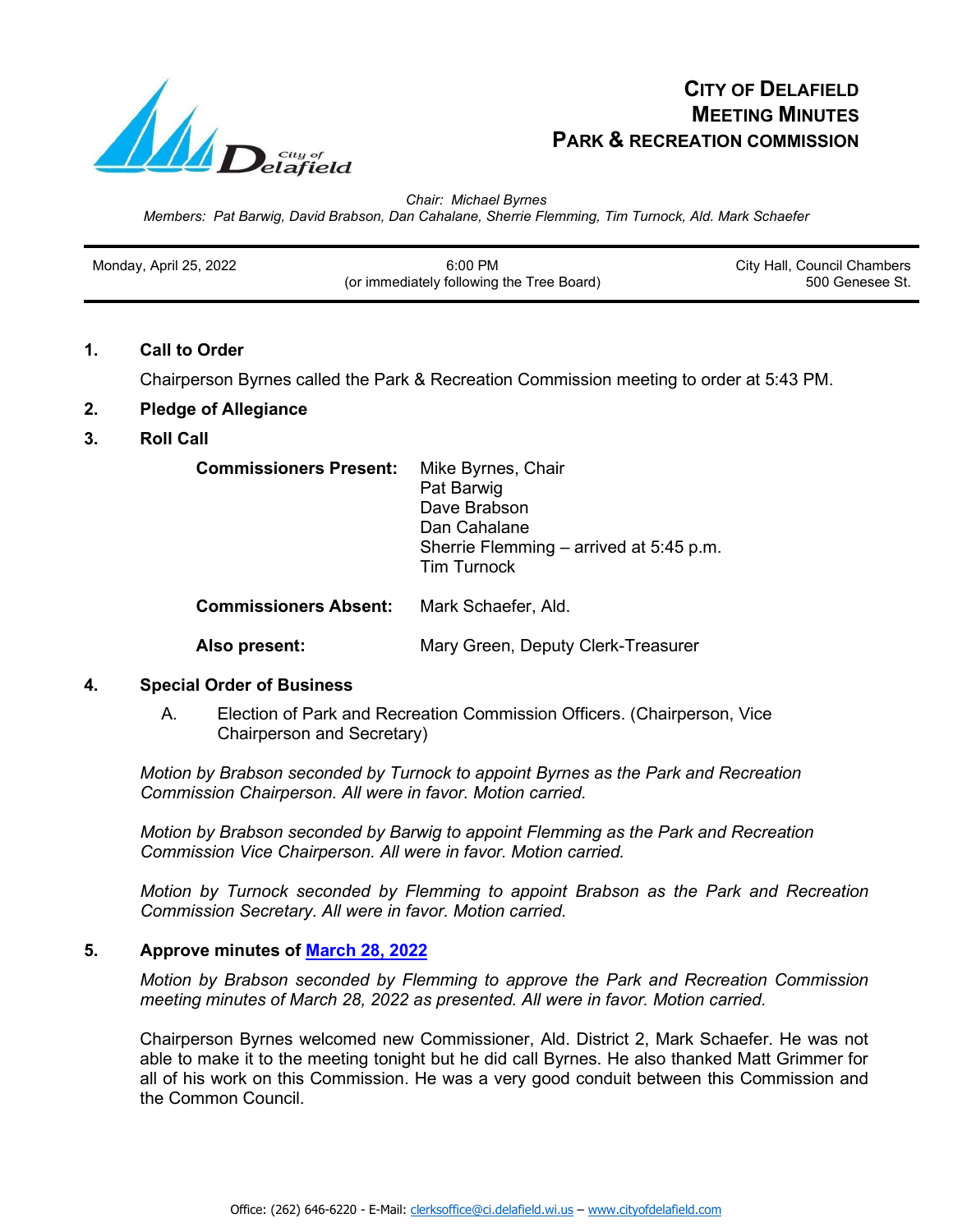# CITY OF DELAFIELD
# MEETING MINUTES
# PARK & RECREATION COMMISSION

*Chair: Michael Byrnes*
*Members: Pat Barwig, David Brabson, Dan Cahalane, Sherrie Flemming, Tim Turnock, Ald. Mark Schaefer*

| Monday, April 25, 2022 | 6:00 PM (or immediately following the Tree Board) | City Hall, Council Chambers 500 Genesee St. |
|---|---|---|

## 1. Call to Order

Chairperson Byrnes called the Park & Recreation Commission meeting to order at 5:43 PM.

## 2. Pledge of Allegiance

## 3. Roll Call

**Commissioners Present:** Mike Byrnes, Chair
Pat Barwig
Dave Brabson
Dan Cahalane
Sherrie Flemming – arrived at 5:45 p.m.
Tim Turnock

**Commissioners Absent:** Mark Schaefer, Ald.

**Also present:** Mary Green, Deputy Clerk-Treasurer

## 4. Special Order of Business

A. Election of Park and Recreation Commission Officers. (Chairperson, Vice Chairperson and Secretary)

*Motion by Brabson seconded by Turnock to appoint Byrnes as the Park and Recreation Commission Chairperson. All were in favor. Motion carried.*

*Motion by Brabson seconded by Barwig to appoint Flemming as the Park and Recreation Commission Vice Chairperson. All were in favor. Motion carried.*

*Motion by Turnock seconded by Flemming to appoint Brabson as the Park and Recreation Commission Secretary. All were in favor. Motion carried.*

## 5. Approve minutes of March 28, 2022

*Motion by Brabson seconded by Flemming to approve the Park and Recreation Commission meeting minutes of March 28, 2022 as presented. All were in favor. Motion carried.*

Chairperson Byrnes welcomed new Commissioner, Ald. District 2, Mark Schaefer. He was not able to make it to the meeting tonight but he did call Byrnes. He also thanked Matt Grimmer for all of his work on this Commission. He was a very good conduit between this Commission and the Common Council.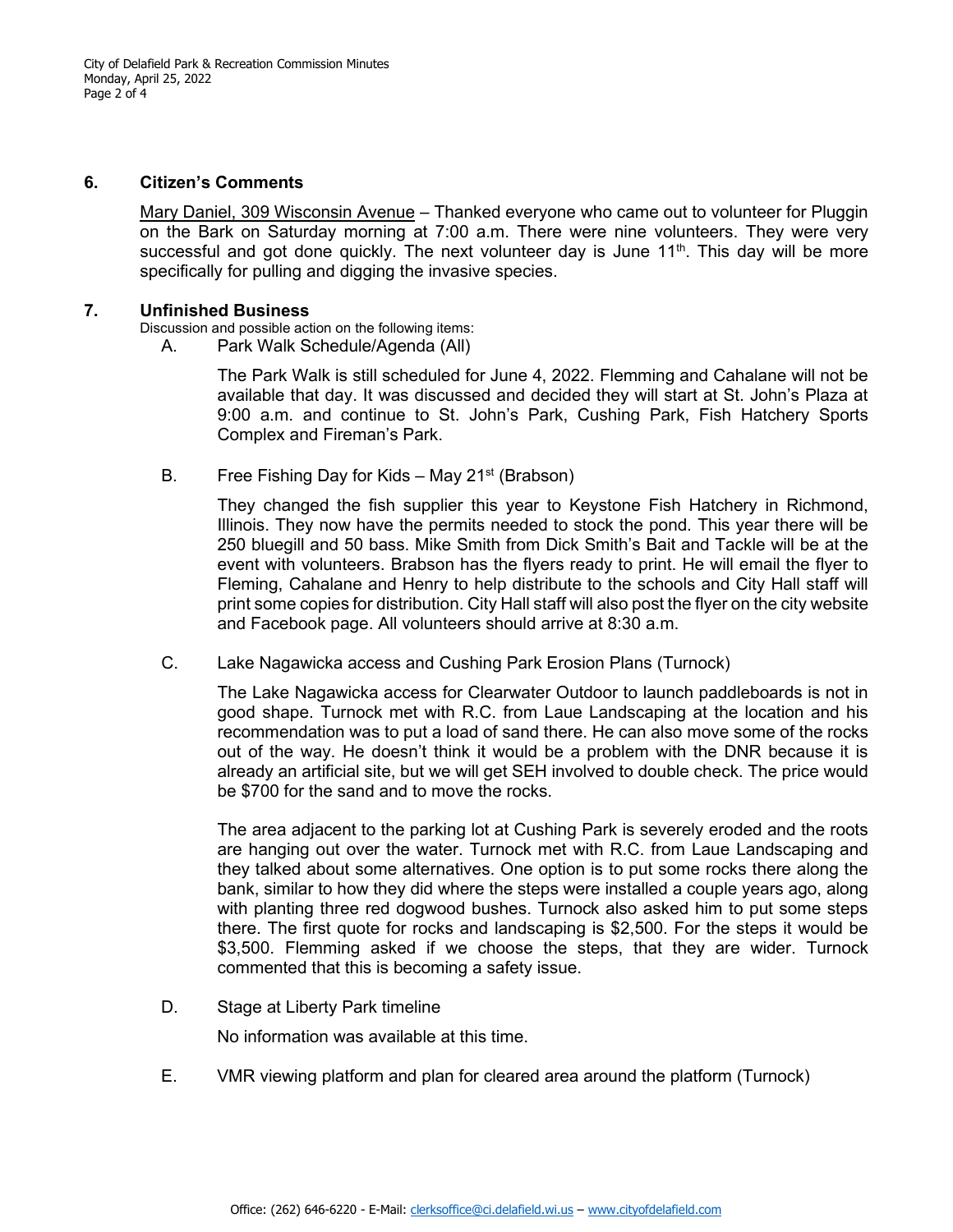## 6. Citizen's Comments

Mary Daniel, 309 Wisconsin Avenue – Thanked everyone who came out to volunteer for Pluggin on the Bark on Saturday morning at 7:00 a.m. There were nine volunteers. They were very successful and got done quickly. The next volunteer day is June 11th. This day will be more specifically for pulling and digging the invasive species.

## 7. Unfinished Business

Discussion and possible action on the following items:

A. Park Walk Schedule/Agenda (All)

The Park Walk is still scheduled for June 4, 2022. Flemming and Cahalane will not be available that day. It was discussed and decided they will start at St. John's Plaza at 9:00 a.m. and continue to St. John's Park, Cushing Park, Fish Hatchery Sports Complex and Fireman's Park.

B. Free Fishing Day for Kids – May 21st (Brabson)

They changed the fish supplier this year to Keystone Fish Hatchery in Richmond, Illinois. They now have the permits needed to stock the pond. This year there will be 250 bluegill and 50 bass. Mike Smith from Dick Smith's Bait and Tackle will be at the event with volunteers. Brabson has the flyers ready to print. He will email the flyer to Fleming, Cahalane and Henry to help distribute to the schools and City Hall staff will print some copies for distribution. City Hall staff will also post the flyer on the city website and Facebook page. All volunteers should arrive at 8:30 a.m.

C. Lake Nagawicka access and Cushing Park Erosion Plans (Turnock)

The Lake Nagawicka access for Clearwater Outdoor to launch paddleboards is not in good shape. Turnock met with R.C. from Laue Landscaping at the location and his recommendation was to put a load of sand there. He can also move some of the rocks out of the way. He doesn't think it would be a problem with the DNR because it is already an artificial site, but we will get SEH involved to double check. The price would be $700 for the sand and to move the rocks.

The area adjacent to the parking lot at Cushing Park is severely eroded and the roots are hanging out over the water. Turnock met with R.C. from Laue Landscaping and they talked about some alternatives. One option is to put some rocks there along the bank, similar to how they did where the steps were installed a couple years ago, along with planting three red dogwood bushes. Turnock also asked him to put some steps there. The first quote for rocks and landscaping is $2,500. For the steps it would be $3,500. Flemming asked if we choose the steps, that they are wider. Turnock commented that this is becoming a safety issue.

D. Stage at Liberty Park timeline

No information was available at this time.

E. VMR viewing platform and plan for cleared area around the platform (Turnock)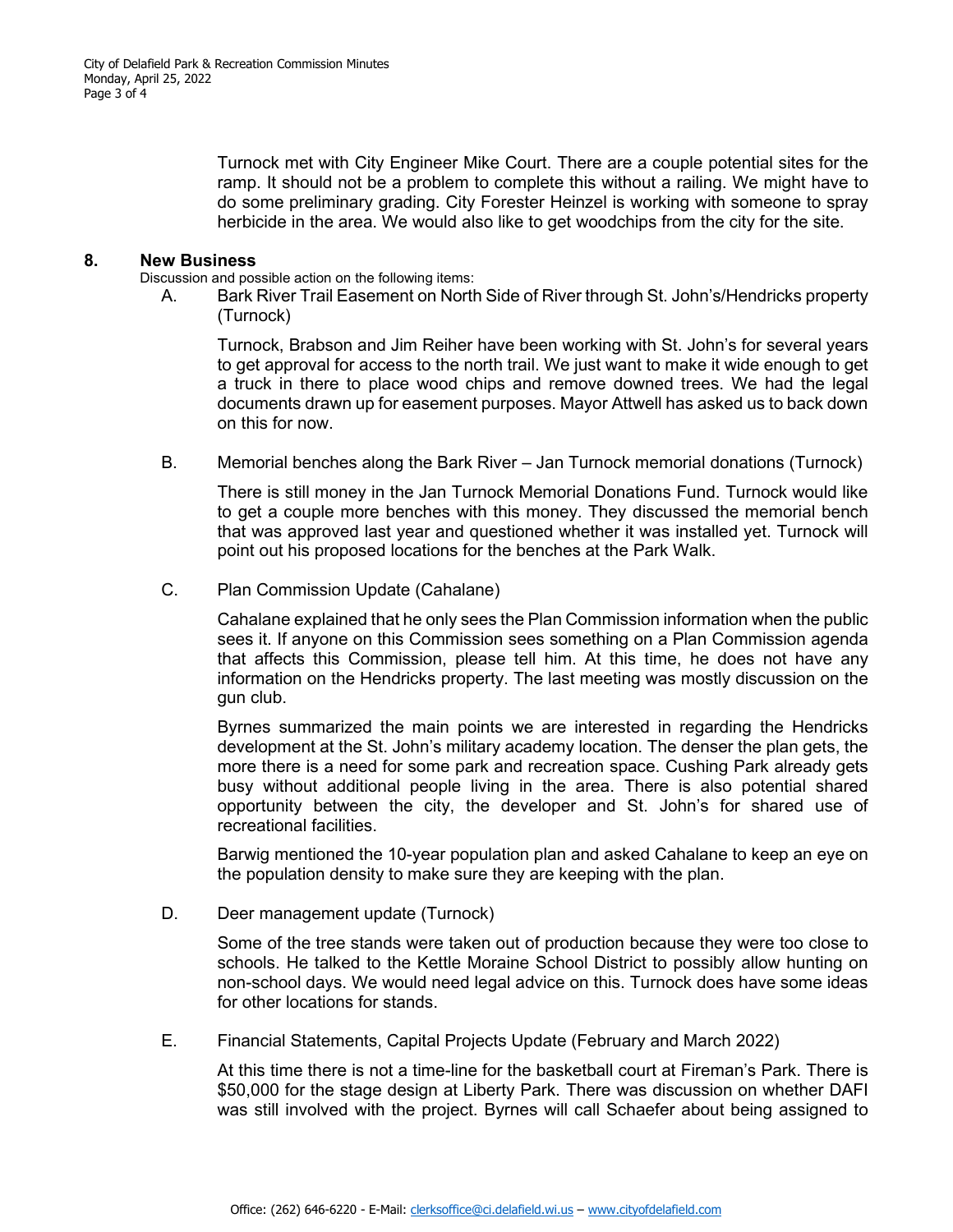Turnock met with City Engineer Mike Court. There are a couple potential sites for the ramp. It should not be a problem to complete this without a railing. We might have to do some preliminary grading. City Forester Heinzel is working with someone to spray herbicide in the area. We would also like to get woodchips from the city for the site.

## 8. New Business

Discussion and possible action on the following items:

A. Bark River Trail Easement on North Side of River through St. John's/Hendricks property (Turnock)

Turnock, Brabson and Jim Reiher have been working with St. John's for several years to get approval for access to the north trail. We just want to make it wide enough to get a truck in there to place wood chips and remove downed trees. We had the legal documents drawn up for easement purposes. Mayor Attwell has asked us to back down on this for now.

B. Memorial benches along the Bark River – Jan Turnock memorial donations (Turnock)

There is still money in the Jan Turnock Memorial Donations Fund. Turnock would like to get a couple more benches with this money. They discussed the memorial bench that was approved last year and questioned whether it was installed yet. Turnock will point out his proposed locations for the benches at the Park Walk.

C. Plan Commission Update (Cahalane)

Cahalane explained that he only sees the Plan Commission information when the public sees it. If anyone on this Commission sees something on a Plan Commission agenda that affects this Commission, please tell him. At this time, he does not have any information on the Hendricks property. The last meeting was mostly discussion on the gun club.

Byrnes summarized the main points we are interested in regarding the Hendricks development at the St. John's military academy location. The denser the plan gets, the more there is a need for some park and recreation space. Cushing Park already gets busy without additional people living in the area. There is also potential shared opportunity between the city, the developer and St. John's for shared use of recreational facilities.

Barwig mentioned the 10-year population plan and asked Cahalane to keep an eye on the population density to make sure they are keeping with the plan.

D. Deer management update (Turnock)

Some of the tree stands were taken out of production because they were too close to schools. He talked to the Kettle Moraine School District to possibly allow hunting on non-school days. We would need legal advice on this. Turnock does have some ideas for other locations for stands.

E. Financial Statements, Capital Projects Update (February and March 2022)

At this time there is not a time-line for the basketball court at Fireman's Park. There is $50,000 for the stage design at Liberty Park. There was discussion on whether DAFI was still involved with the project. Byrnes will call Schaefer about being assigned to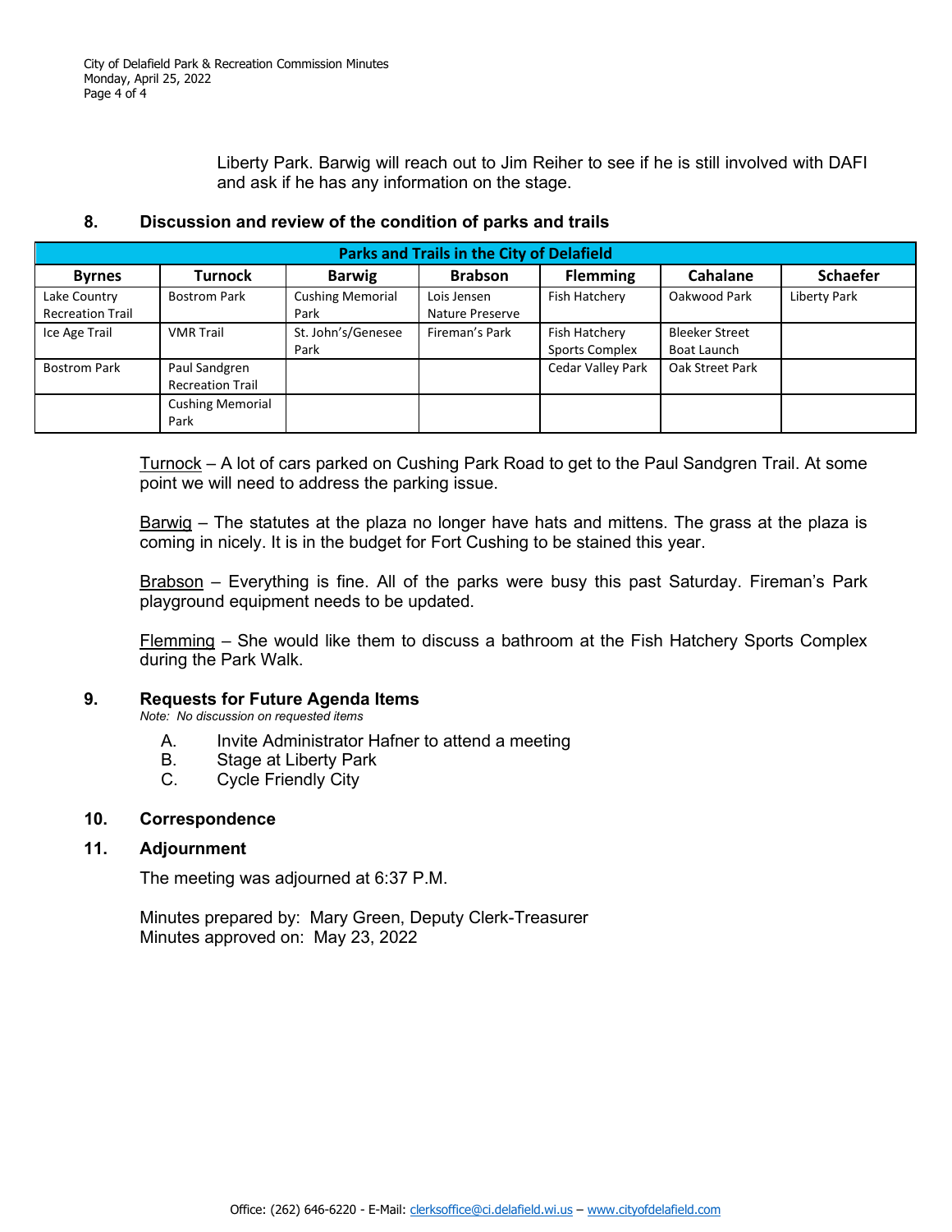Liberty Park. Barwig will reach out to Jim Reiher to see if he is still involved with DAFI and ask if he has any information on the stage.

## 8. Discussion and review of the condition of parks and trails

| Parks and Trails in the City of Delafield | | | | | | |
|---|---|---|---|---|---|---|
| **Byrnes** | **Turnock** | **Barwig** | **Brabson** | **Flemming** | **Cahalane** | **Schaefer** |
| Lake Country Recreation Trail | Bostrom Park | Cushing Memorial Park | Lois Jensen Nature Preserve | Fish Hatchery | Oakwood Park | Liberty Park |
| Ice Age Trail | VMR Trail | St. John's/Genesee Park | Fireman's Park | Fish Hatchery Sports Complex | Bleeker Street Boat Launch | |
| Bostrom Park | Paul Sandgren Recreation Trail | | | Cedar Valley Park | Oak Street Park | |
| | Cushing Memorial Park | | | | | |

Turnock – A lot of cars parked on Cushing Park Road to get to the Paul Sandgren Trail. At some point we will need to address the parking issue.

Barwig – The statutes at the plaza no longer have hats and mittens. The grass at the plaza is coming in nicely. It is in the budget for Fort Cushing to be stained this year.

Brabson – Everything is fine. All of the parks were busy this past Saturday. Fireman's Park playground equipment needs to be updated.

Flemming – She would like them to discuss a bathroom at the Fish Hatchery Sports Complex during the Park Walk.

## 9. Requests for Future Agenda Items

*Note: No discussion on requested items*

A. Invite Administrator Hafner to attend a meeting
B. Stage at Liberty Park
C. Cycle Friendly City

## 10. Correspondence

## 11. Adjournment

The meeting was adjourned at 6:37 P.M.

Minutes prepared by: Mary Green, Deputy Clerk-Treasurer
Minutes approved on: May 23, 2022